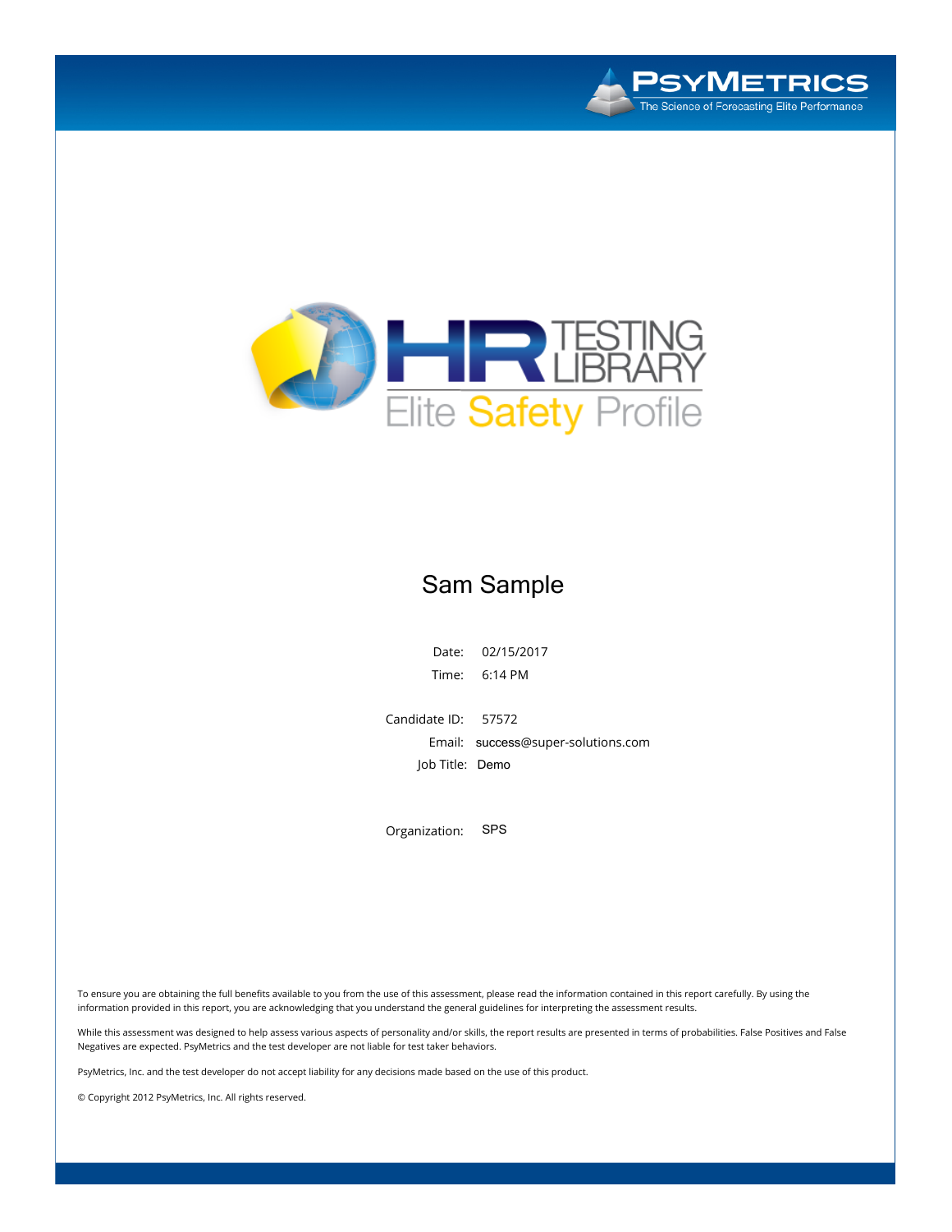PsyMetrics
The Science of Forecasting Elite Performance

# HR Testing Library

## Elite Safety Profile

### Sam Sample

Date: 02/15/2017

Time: 6:14 PM

Candidate ID: 57572

Email: success@super-solutions.com

Job Title: Demo

Organization: SPS

To ensure you are obtaining the full benefits available to you from the use of this assessment, please read the information contained in this report carefully. By using the information provided in this report, you are acknowledging that you understand the general guidelines for interpreting the assessment results.

While this assessment was designed to help assess various aspects of personality and/or skills, the report results are presented in terms of probabilities. False Positives and False Negatives are expected. PsyMetrics and the test developer are not liable for test taker behaviors.

PsyMetrics, Inc. and the test developer do not accept liability for any decisions made based on the use of this product.

© Copyright 2012 PsyMetrics, Inc. All rights reserved.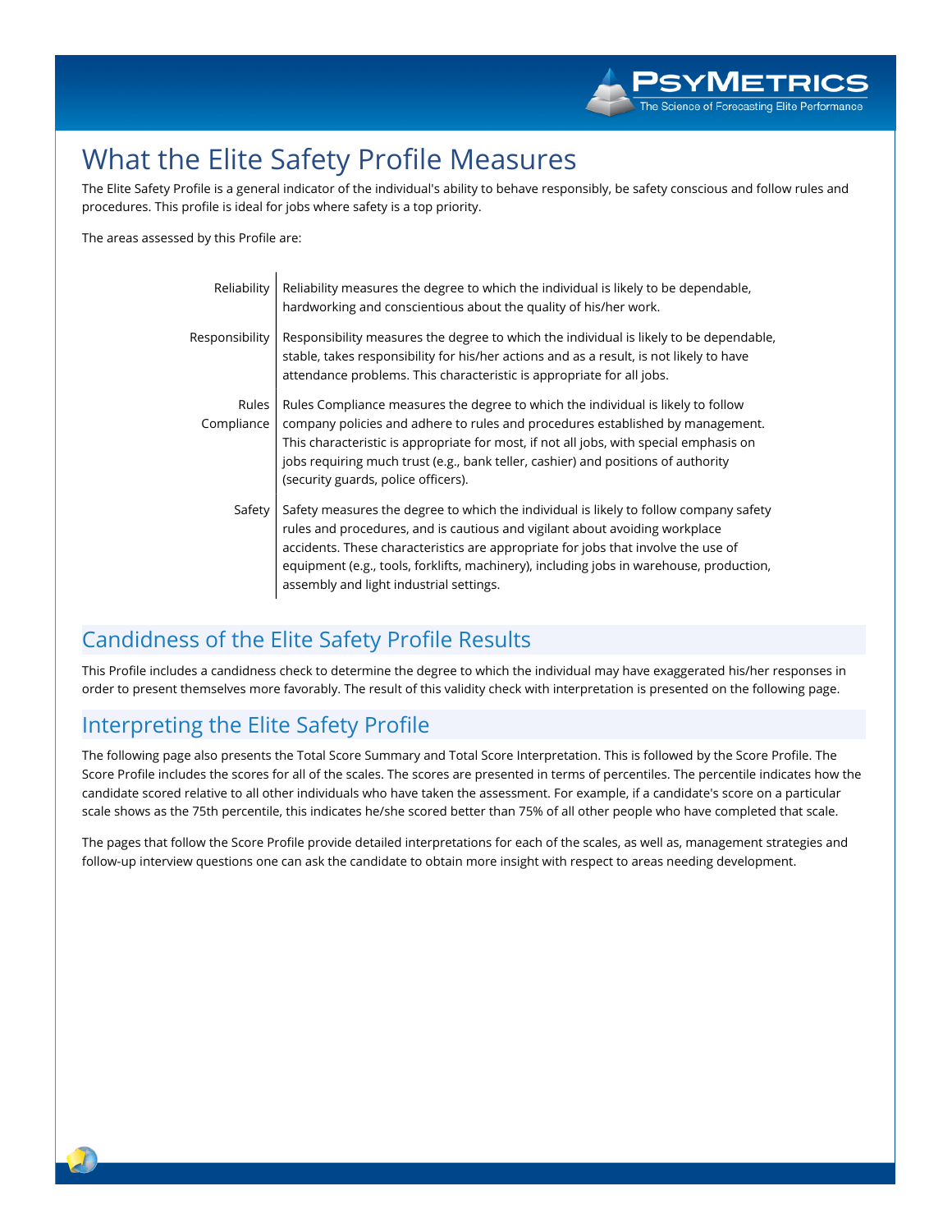# What the Elite Safety Profile Measures

The Elite Safety Profile is a general indicator of the individual's ability to behave responsibly, be safety conscious and follow rules and procedures. This profile is ideal for jobs where safety is a top priority.

The areas assessed by this Profile are:

| | |
|---|---|
| Reliability | Reliability measures the degree to which the individual is likely to be dependable, hardworking and conscientious about the quality of his/her work. |
| Responsibility | Responsibility measures the degree to which the individual is likely to be dependable, stable, takes responsibility for his/her actions and as a result, is not likely to have attendance problems. This characteristic is appropriate for all jobs. |
| Rules Compliance | Rules Compliance measures the degree to which the individual is likely to follow company policies and adhere to rules and procedures established by management. This characteristic is appropriate for most, if not all jobs, with special emphasis on jobs requiring much trust (e.g., bank teller, cashier) and positions of authority (security guards, police officers). |
| Safety | Safety measures the degree to which the individual is likely to follow company safety rules and procedures, and is cautious and vigilant about avoiding workplace accidents. These characteristics are appropriate for jobs that involve the use of equipment (e.g., tools, forklifts, machinery), including jobs in warehouse, production, assembly and light industrial settings. |

## Candidness of the Elite Safety Profile Results

This Profile includes a candidness check to determine the degree to which the individual may have exaggerated his/her responses in order to present themselves more favorably. The result of this validity check with interpretation is presented on the following page.

## Interpreting the Elite Safety Profile

The following page also presents the Total Score Summary and Total Score Interpretation. This is followed by the Score Profile. The Score Profile includes the scores for all of the scales. The scores are presented in terms of percentiles. The percentile indicates how the candidate scored relative to all other individuals who have taken the assessment. For example, if a candidate's score on a particular scale shows as the 75th percentile, this indicates he/she scored better than 75% of all other people who have completed that scale.

The pages that follow the Score Profile provide detailed interpretations for each of the scales, as well as, management strategies and follow-up interview questions one can ask the candidate to obtain more insight with respect to areas needing development.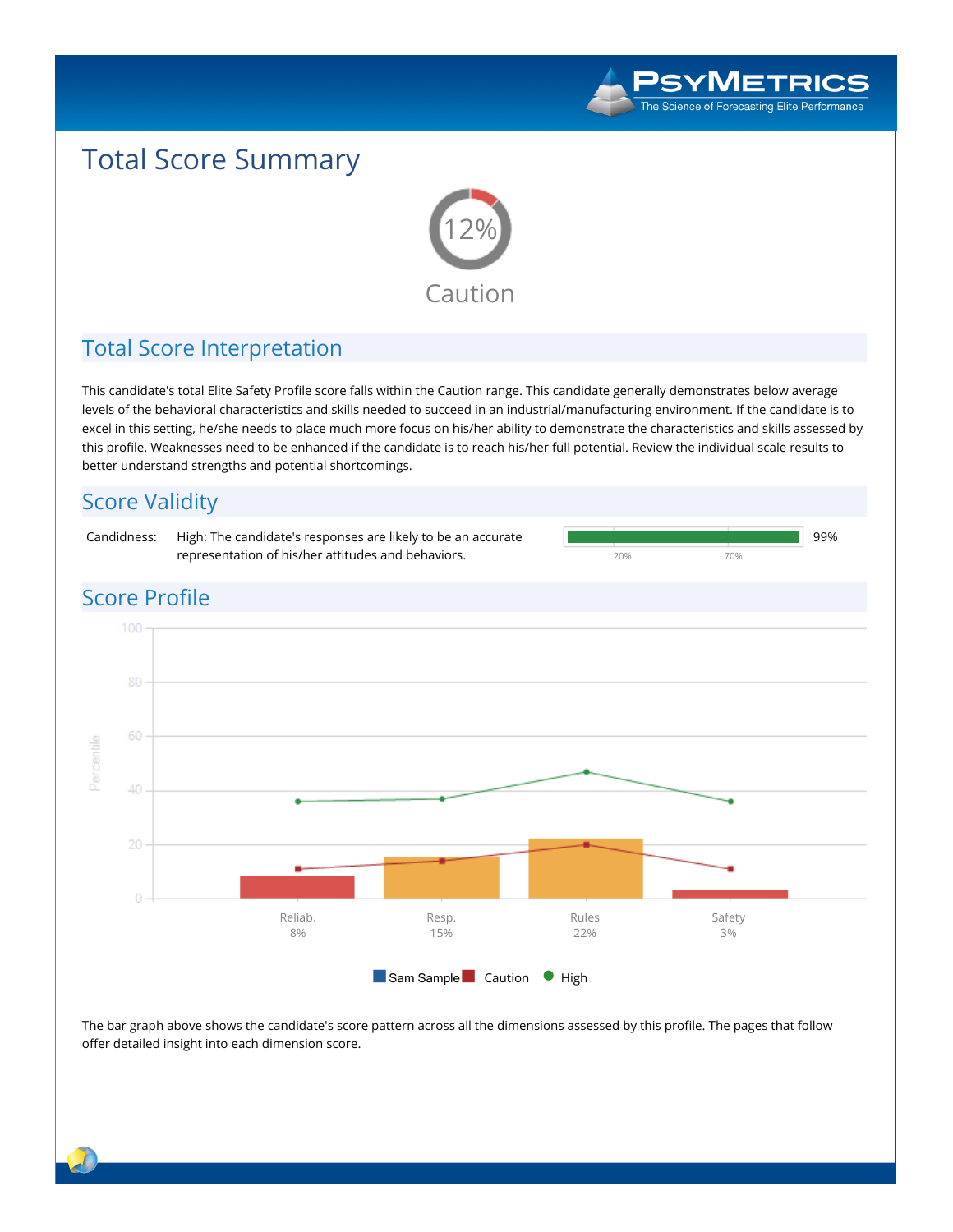# Total Score Summary

12%

Caution

## Total Score Interpretation

This candidate's total Elite Safety Profile score falls within the Caution range. This candidate generally demonstrates below average levels of the behavioral characteristics and skills needed to succeed in an industrial/manufacturing environment. If the candidate is to excel in this setting, he/she needs to place much more focus on his/her ability to demonstrate the characteristics and skills assessed by this profile. Weaknesses need to be enhanced if the candidate is to reach his/her full potential. Review the individual scale results to better understand strengths and potential shortcomings.

## Score Validity

| | | |
|---|---|---|
| Candidness: | High: The candidate's responses are likely to be an accurate representation of his/her attitudes and behaviors. | 99% |

## Score Profile

| Scale | Sam Sample (Percentile) |
|---|---|
| Reliab. | 8% |
| Resp. | 15% |
| Rules | 22% |
| Safety | 3% |

Legend: Sam Sample, Caution, High

The bar graph above shows the candidate's score pattern across all the dimensions assessed by this profile. The pages that follow offer detailed insight into each dimension score.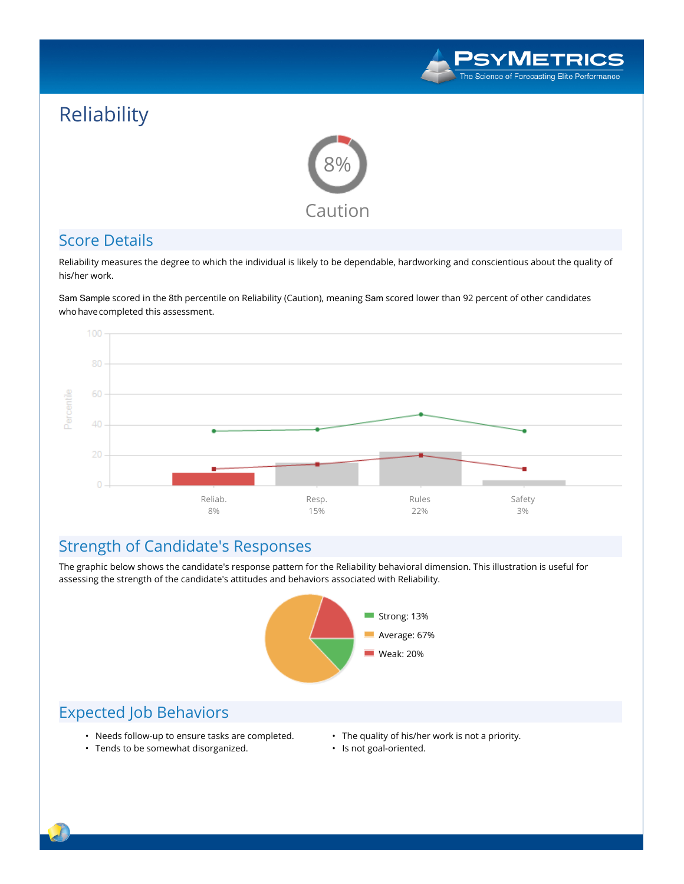# Reliability

8%

Caution

## Score Details

Reliability measures the degree to which the individual is likely to be dependable, hardworking and conscientious about the quality of his/her work.

Sam Sample scored in the 8th percentile on Reliability (Caution), meaning Sam scored lower than 92 percent of other candidates who have completed this assessment.

| Reliab. | Resp. | Rules | Safety |
|---|---|---|---|
| 8% | 15% | 22% | 3% |

## Strength of Candidate's Responses

The graphic below shows the candidate's response pattern for the Reliability behavioral dimension. This illustration is useful for assessing the strength of the candidate's attitudes and behaviors associated with Reliability.

- Strong: 13%
- Average: 67%
- Weak: 20%

## Expected Job Behaviors

- Needs follow-up to ensure tasks are completed.
- Tends to be somewhat disorganized.
- The quality of his/her work is not a priority.
- Is not goal-oriented.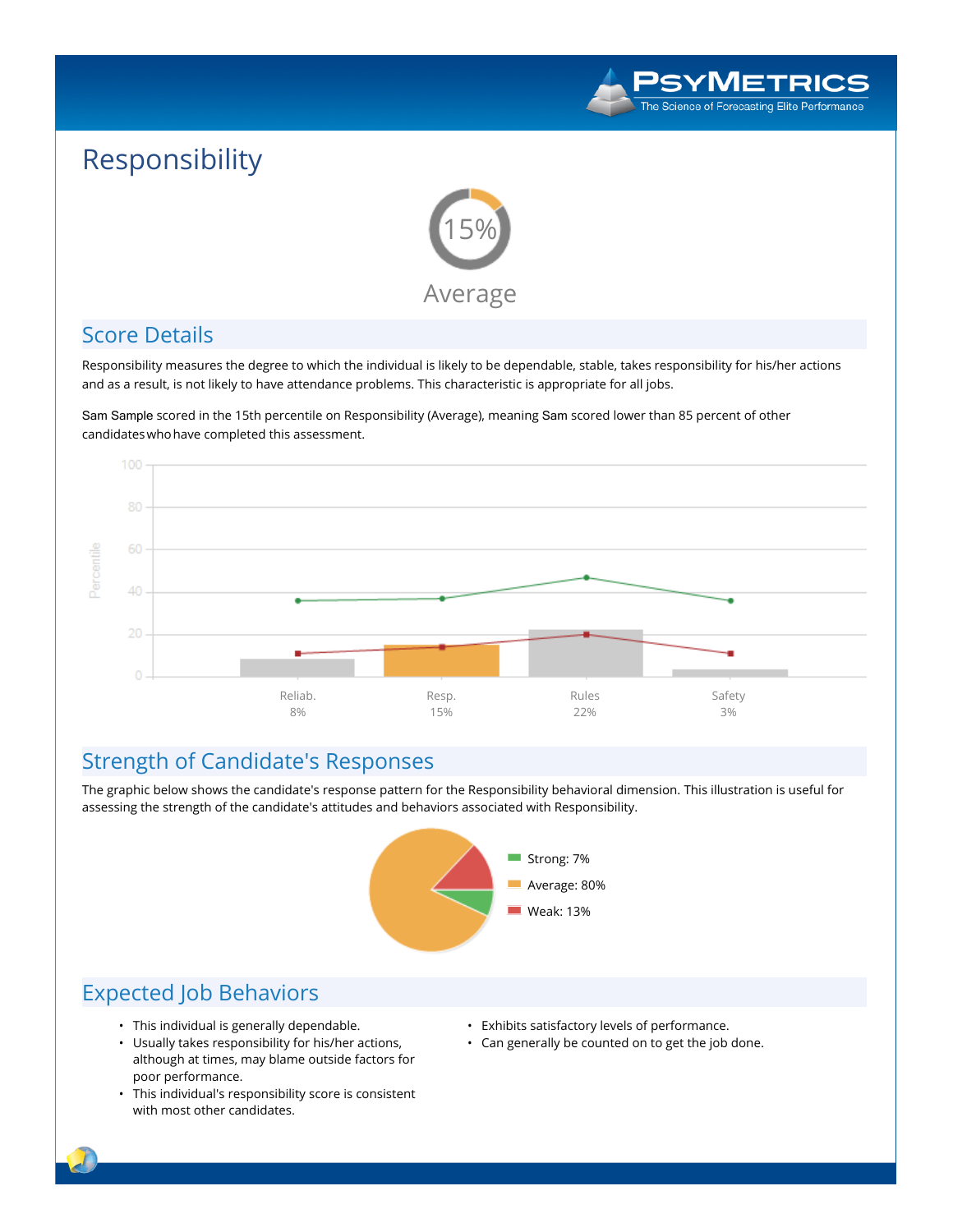# Responsibility

15%

Average

## Score Details

Responsibility measures the degree to which the individual is likely to be dependable, stable, takes responsibility for his/her actions and as a result, is not likely to have attendance problems. This characteristic is appropriate for all jobs.

Sam Sample scored in the 15th percentile on Responsibility (Average), meaning Sam scored lower than 85 percent of other candidates who have completed this assessment.

| | Reliab. | Resp. | Rules | Safety |
|---|---|---|---|---|
| Percentile | 8% | 15% | 22% | 3% |

## Strength of Candidate's Responses

The graphic below shows the candidate's response pattern for the Responsibility behavioral dimension. This illustration is useful for assessing the strength of the candidate's attitudes and behaviors associated with Responsibility.

- Strong: 7%
- Average: 80%
- Weak: 13%

## Expected Job Behaviors

- This individual is generally dependable.
- Usually takes responsibility for his/her actions, although at times, may blame outside factors for poor performance.
- This individual's responsibility score is consistent with most other candidates.
- Exhibits satisfactory levels of performance.
- Can generally be counted on to get the job done.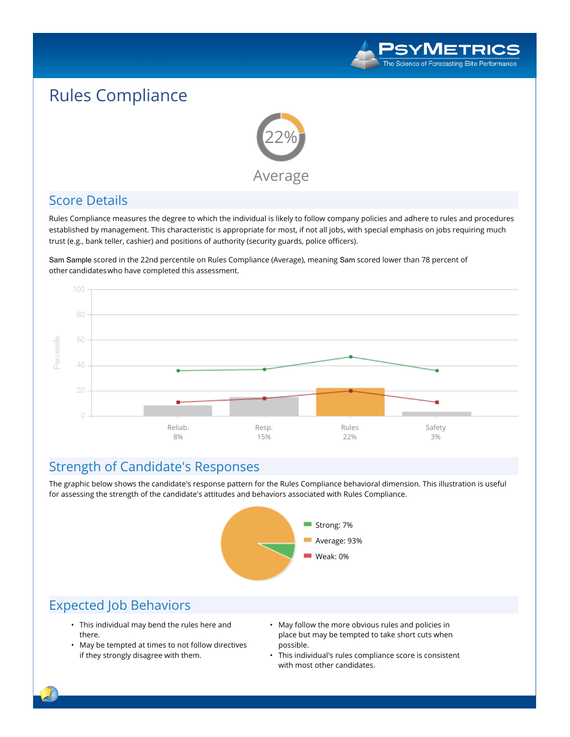# Rules Compliance

22%

Average

## Score Details

Rules Compliance measures the degree to which the individual is likely to follow company policies and adhere to rules and procedures established by management. This characteristic is appropriate for most, if not all jobs, with special emphasis on jobs requiring much trust (e.g., bank teller, cashier) and positions of authority (security guards, police officers).

Sam Sample scored in the 22nd percentile on Rules Compliance (Average), meaning Sam scored lower than 78 percent of other candidates who have completed this assessment.

| Reliab. | Resp. | Rules | Safety |
|---|---|---|---|
| 8% | 15% | 22% | 3% |

## Strength of Candidate's Responses

The graphic below shows the candidate's response pattern for the Rules Compliance behavioral dimension. This illustration is useful for assessing the strength of the candidate's attitudes and behaviors associated with Rules Compliance.

- Strong: 7%
- Average: 93%
- Weak: 0%

## Expected Job Behaviors

- This individual may bend the rules here and there.
- May be tempted at times to not follow directives if they strongly disagree with them.
- May follow the more obvious rules and policies in place but may be tempted to take short cuts when possible.
- This individual's rules compliance score is consistent with most other candidates.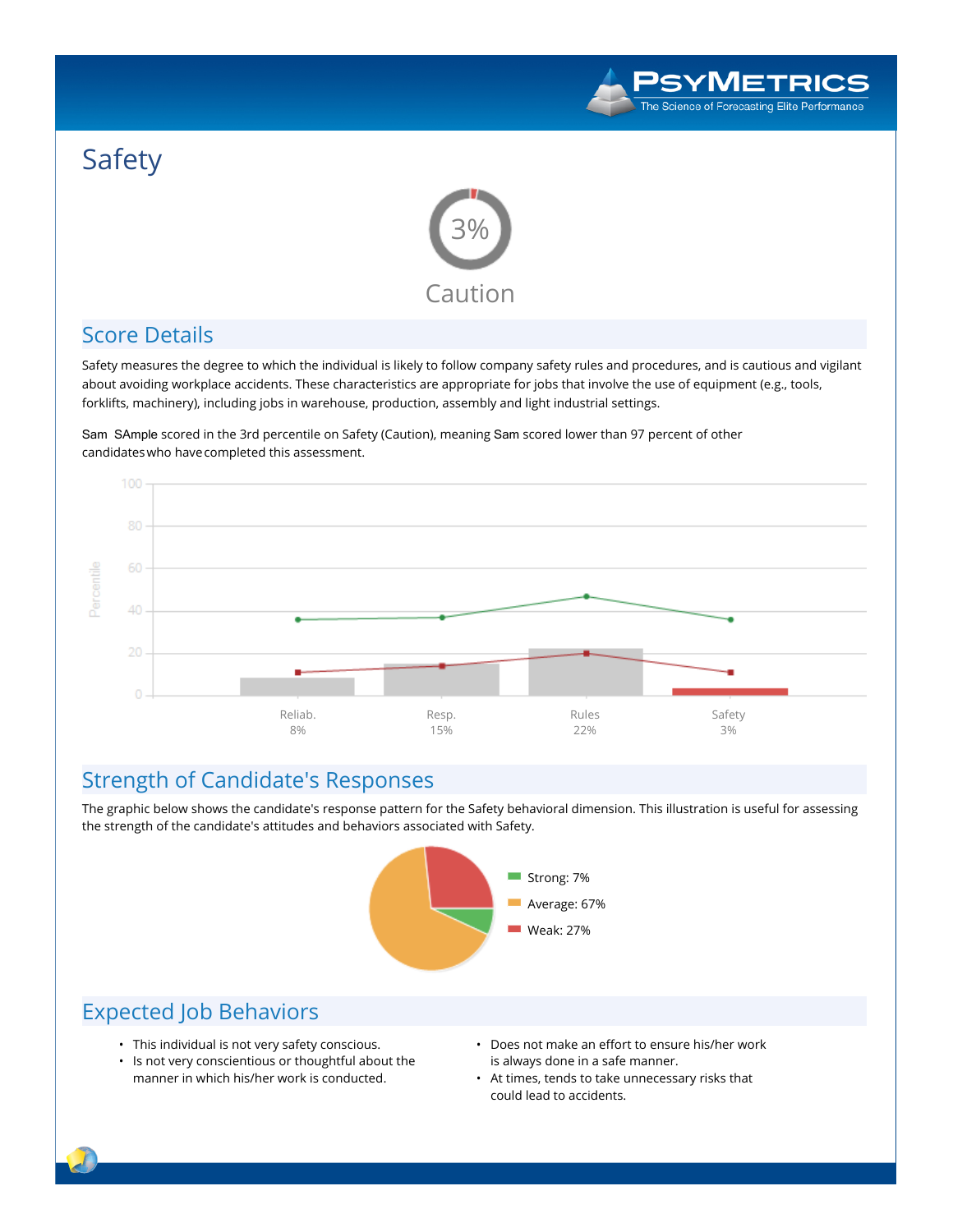# Safety

3%

Caution

## Score Details

Safety measures the degree to which the individual is likely to follow company safety rules and procedures, and is cautious and vigilant about avoiding workplace accidents. These characteristics are appropriate for jobs that involve the use of equipment (e.g., tools, forklifts, machinery), including jobs in warehouse, production, assembly and light industrial settings.

Sam SAmple scored in the 3rd percentile on Safety (Caution), meaning Sam scored lower than 97 percent of other candidates who have completed this assessment.

| Reliab. | Resp. | Rules | Safety |
|---|---|---|---|
| 8% | 15% | 22% | 3% |

## Strength of Candidate's Responses

The graphic below shows the candidate's response pattern for the Safety behavioral dimension. This illustration is useful for assessing the strength of the candidate's attitudes and behaviors associated with Safety.

- Strong: 7%
- Average: 67%
- Weak: 27%

## Expected Job Behaviors

- This individual is not very safety conscious.
- Is not very conscientious or thoughtful about the manner in which his/her work is conducted.
- Does not make an effort to ensure his/her work is always done in a safe manner.
- At times, tends to take unnecessary risks that could lead to accidents.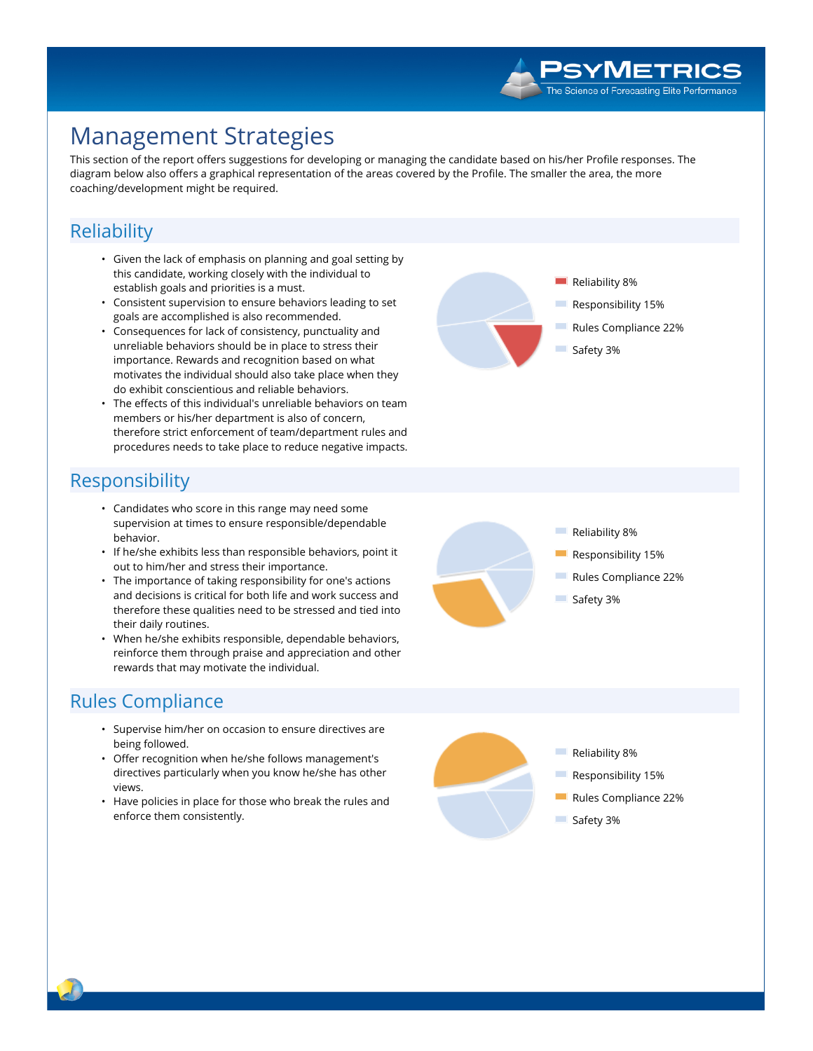# Management Strategies

This section of the report offers suggestions for developing or managing the candidate based on his/her Profile responses. The diagram below also offers a graphical representation of the areas covered by the Profile. The smaller the area, the more coaching/development might be required.

## Reliability

- Given the lack of emphasis on planning and goal setting by this candidate, working closely with the individual to establish goals and priorities is a must.
- Consistent supervision to ensure behaviors leading to set goals are accomplished is also recommended.
- Consequences for lack of consistency, punctuality and unreliable behaviors should be in place to stress their importance. Rewards and recognition based on what motivates the individual should also take place when they do exhibit conscientious and reliable behaviors.
- The effects of this individual's unreliable behaviors on team members or his/her department is also of concern, therefore strict enforcement of team/department rules and procedures needs to take place to reduce negative impacts.

Reliability 8%
Responsibility 15%
Rules Compliance 22%
Safety 3%

## Responsibility

- Candidates who score in this range may need some supervision at times to ensure responsible/dependable behavior.
- If he/she exhibits less than responsible behaviors, point it out to him/her and stress their importance.
- The importance of taking responsibility for one's actions and decisions is critical for both life and work success and therefore these qualities need to be stressed and tied into their daily routines.
- When he/she exhibits responsible, dependable behaviors, reinforce them through praise and appreciation and other rewards that may motivate the individual.

Reliability 8%
Responsibility 15%
Rules Compliance 22%
Safety 3%

## Rules Compliance

- Supervise him/her on occasion to ensure directives are being followed.
- Offer recognition when he/she follows management's directives particularly when you know he/she has other views.
- Have policies in place for those who break the rules and enforce them consistently.

Reliability 8%
Responsibility 15%
Rules Compliance 22%
Safety 3%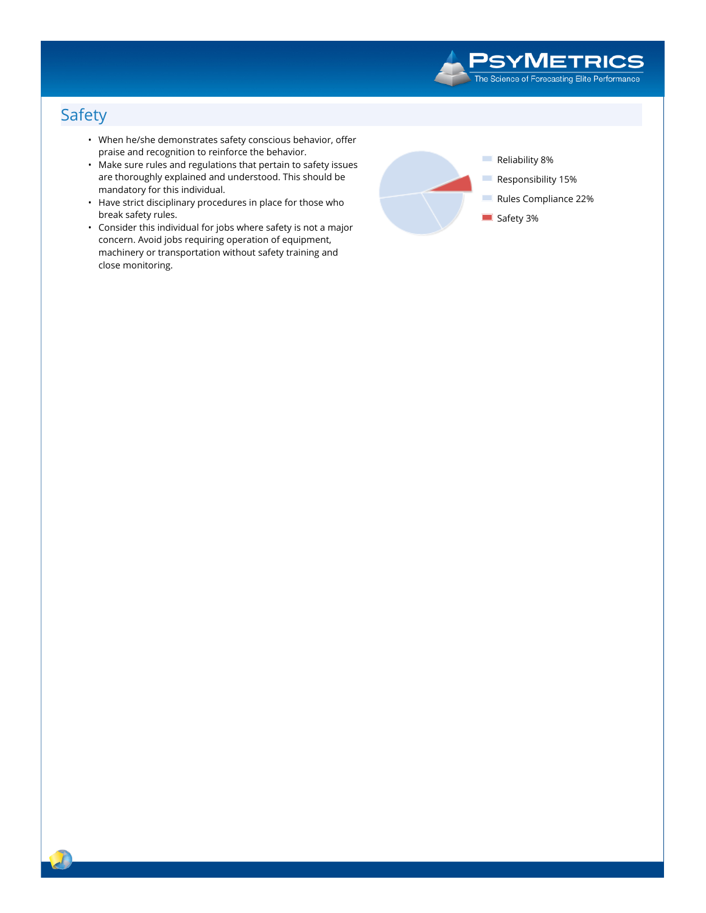## Safety

- When he/she demonstrates safety conscious behavior, offer praise and recognition to reinforce the behavior.
- Make sure rules and regulations that pertain to safety issues are thoroughly explained and understood. This should be mandatory for this individual.
- Have strict disciplinary procedures in place for those who break safety rules.
- Consider this individual for jobs where safety is not a major concern. Avoid jobs requiring operation of equipment, machinery or transportation without safety training and close monitoring.

Reliability 8%

Responsibility 15%

Rules Compliance 22%

Safety 3%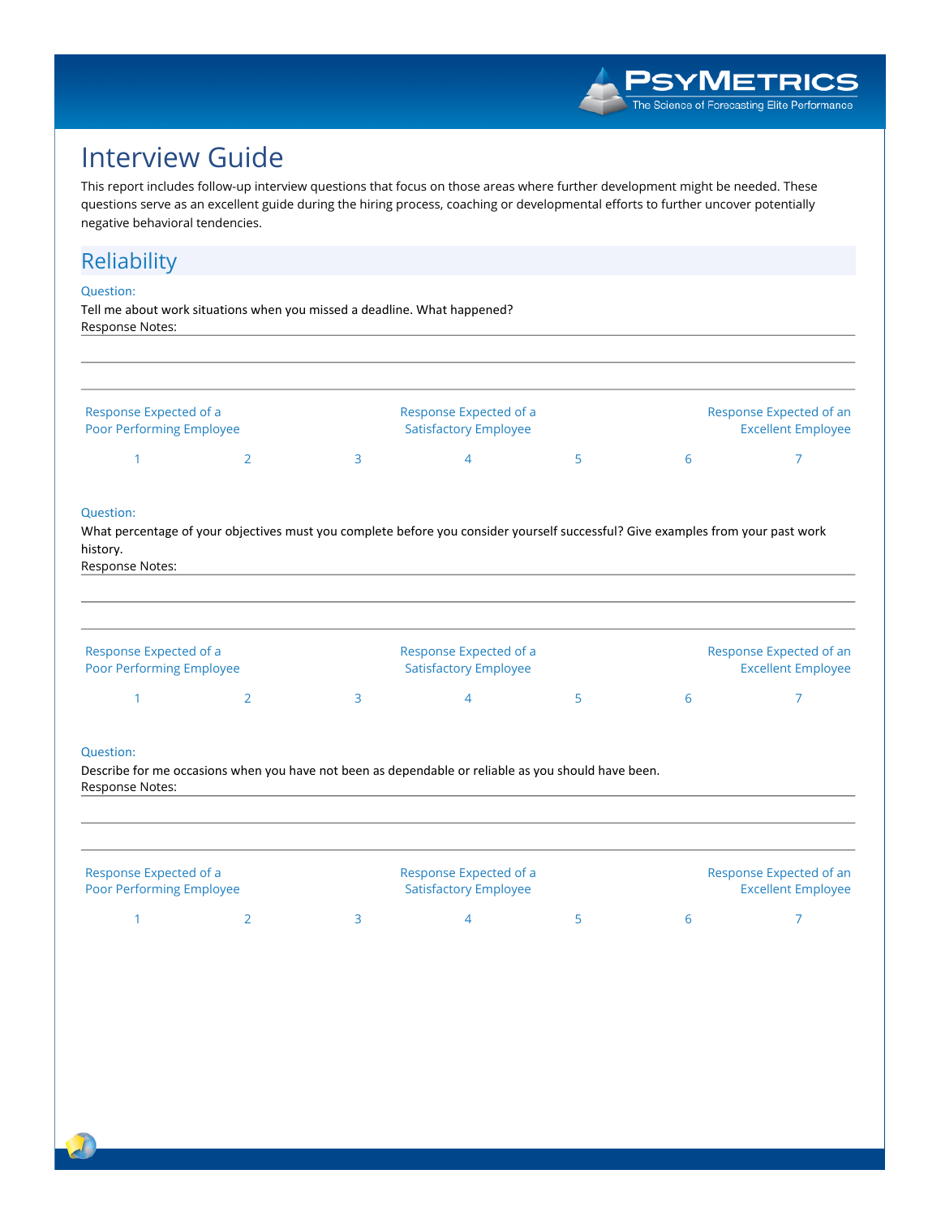# Interview Guide

This report includes follow-up interview questions that focus on those areas where further development might be needed. These questions serve as an excellent guide during the hiring process, coaching or developmental efforts to further uncover potentially negative behavioral tendencies.

## Reliability

Question:

Tell me about work situations when you missed a deadline. What happened?

Response Notes:

| Response Expected of a Poor Performing Employee | | | Response Expected of a Satisfactory Employee | | | Response Expected of an Excellent Employee |
|---|---|---|---|---|---|---|
| 1 | 2 | 3 | 4 | 5 | 6 | 7 |

Question:

What percentage of your objectives must you complete before you consider yourself successful? Give examples from your past work history.

Response Notes:

| Response Expected of a Poor Performing Employee | | | Response Expected of a Satisfactory Employee | | | Response Expected of an Excellent Employee |
|---|---|---|---|---|---|---|
| 1 | 2 | 3 | 4 | 5 | 6 | 7 |

Question:

Describe for me occasions when you have not been as dependable or reliable as you should have been.

Response Notes:

| Response Expected of a Poor Performing Employee | | | Response Expected of a Satisfactory Employee | | | Response Expected of an Excellent Employee |
|---|---|---|---|---|---|---|
| 1 | 2 | 3 | 4 | 5 | 6 | 7 |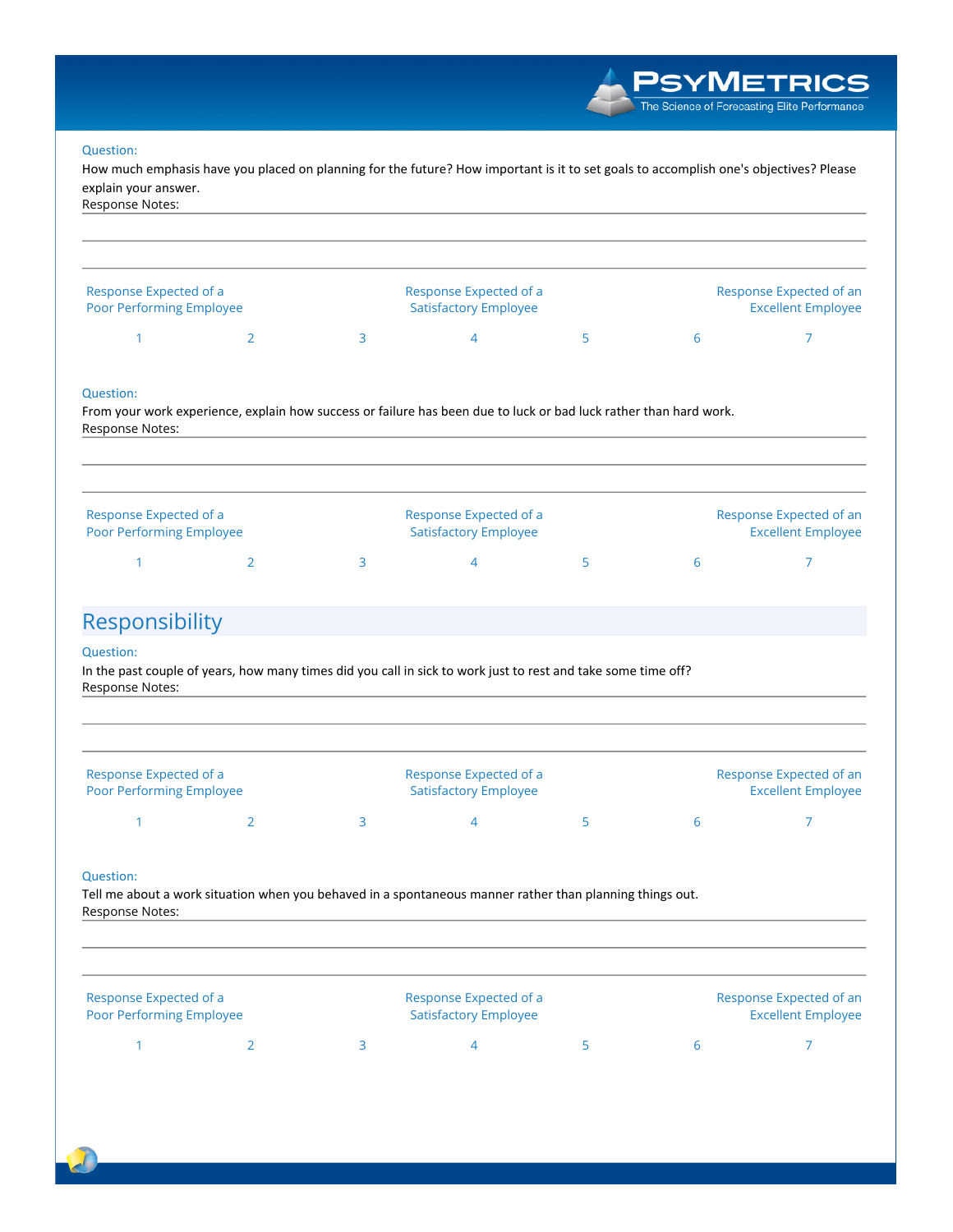Question:

How much emphasis have you placed on planning for the future? How important is it to set goals to accomplish one's objectives? Please explain your answer.

Response Notes:

| Response Expected of a Poor Performing Employee | | | Response Expected of a Satisfactory Employee | | | Response Expected of an Excellent Employee |
|---|---|---|---|---|---|---|
| 1 | 2 | 3 | 4 | 5 | 6 | 7 |

Question:

From your work experience, explain how success or failure has been due to luck or bad luck rather than hard work.

Response Notes:

| Response Expected of a Poor Performing Employee | | | Response Expected of a Satisfactory Employee | | | Response Expected of an Excellent Employee |
|---|---|---|---|---|---|---|
| 1 | 2 | 3 | 4 | 5 | 6 | 7 |

## Responsibility

Question:

In the past couple of years, how many times did you call in sick to work just to rest and take some time off?

Response Notes:

| Response Expected of a Poor Performing Employee | | | Response Expected of a Satisfactory Employee | | | Response Expected of an Excellent Employee |
|---|---|---|---|---|---|---|
| 1 | 2 | 3 | 4 | 5 | 6 | 7 |

Question:

Tell me about a work situation when you behaved in a spontaneous manner rather than planning things out.

Response Notes:

| Response Expected of a Poor Performing Employee | | | Response Expected of a Satisfactory Employee | | | Response Expected of an Excellent Employee |
|---|---|---|---|---|---|---|
| 1 | 2 | 3 | 4 | 5 | 6 | 7 |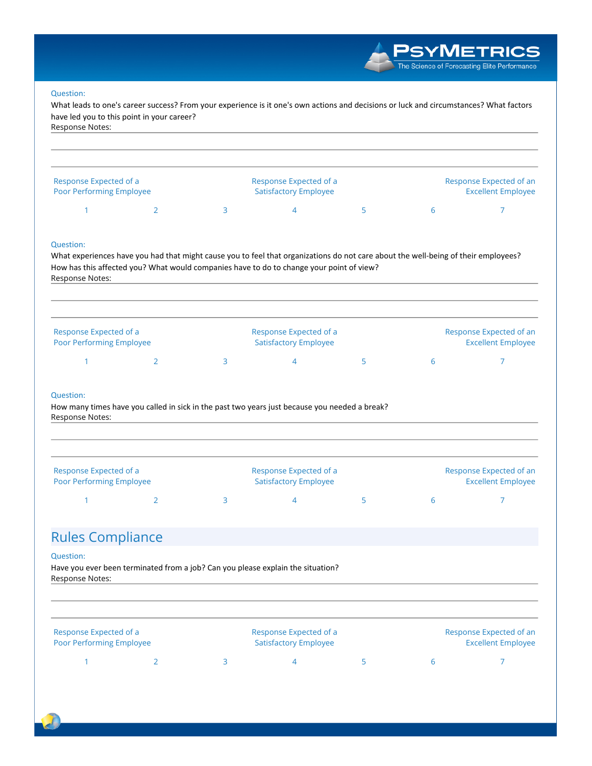Question:

What leads to one's career success? From your experience is it one's own actions and decisions or luck and circumstances? What factors have led you to this point in your career?

Response Notes:

| Response Expected of a Poor Performing Employee | | | Response Expected of a Satisfactory Employee | | | Response Expected of an Excellent Employee |
|---|---|---|---|---|---|---|
| 1 | 2 | 3 | 4 | 5 | 6 | 7 |

Question:

What experiences have you had that might cause you to feel that organizations do not care about the well-being of their employees? How has this affected you? What would companies have to do to change your point of view?

Response Notes:

| Response Expected of a Poor Performing Employee | | | Response Expected of a Satisfactory Employee | | | Response Expected of an Excellent Employee |
|---|---|---|---|---|---|---|
| 1 | 2 | 3 | 4 | 5 | 6 | 7 |

Question:

How many times have you called in sick in the past two years just because you needed a break?

Response Notes:

| Response Expected of a Poor Performing Employee | | | Response Expected of a Satisfactory Employee | | | Response Expected of an Excellent Employee |
|---|---|---|---|---|---|---|
| 1 | 2 | 3 | 4 | 5 | 6 | 7 |

## Rules Compliance

Question:

Have you ever been terminated from a job? Can you please explain the situation?

Response Notes:

| Response Expected of a Poor Performing Employee | | | Response Expected of a Satisfactory Employee | | | Response Expected of an Excellent Employee |
|---|---|---|---|---|---|---|
| 1 | 2 | 3 | 4 | 5 | 6 | 7 |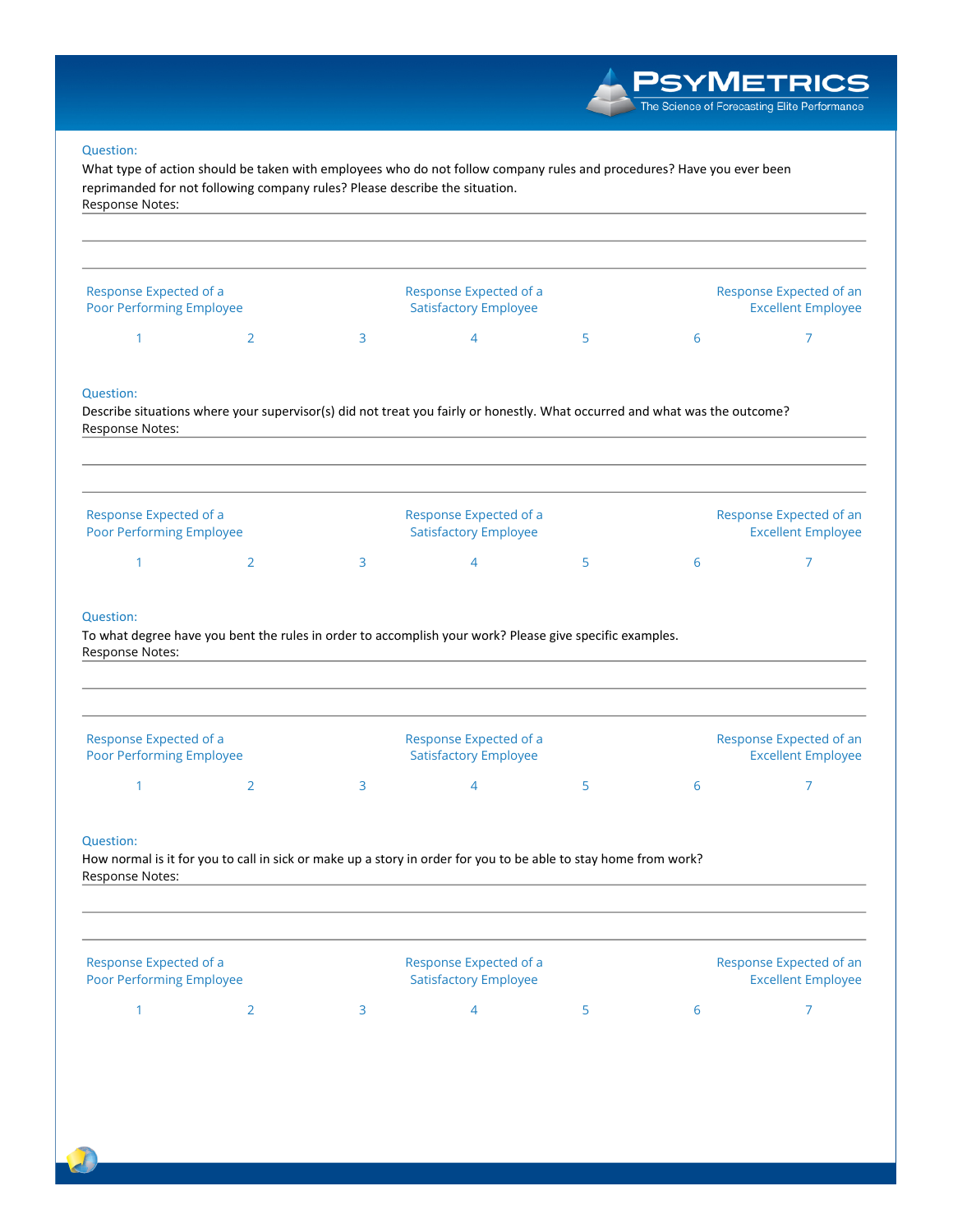Question:

What type of action should be taken with employees who do not follow company rules and procedures? Have you ever been reprimanded for not following company rules? Please describe the situation.

Response Notes:

| Response Expected of a Poor Performing Employee | | | Response Expected of a Satisfactory Employee | | | Response Expected of an Excellent Employee |
|---|---|---|---|---|---|---|
| 1 | 2 | 3 | 4 | 5 | 6 | 7 |

Question:

Describe situations where your supervisor(s) did not treat you fairly or honestly. What occurred and what was the outcome?

Response Notes:

| Response Expected of a Poor Performing Employee | | | Response Expected of a Satisfactory Employee | | | Response Expected of an Excellent Employee |
|---|---|---|---|---|---|---|
| 1 | 2 | 3 | 4 | 5 | 6 | 7 |

Question:

To what degree have you bent the rules in order to accomplish your work? Please give specific examples.

Response Notes:

| Response Expected of a Poor Performing Employee | | | Response Expected of a Satisfactory Employee | | | Response Expected of an Excellent Employee |
|---|---|---|---|---|---|---|
| 1 | 2 | 3 | 4 | 5 | 6 | 7 |

Question:

How normal is it for you to call in sick or make up a story in order for you to be able to stay home from work?

Response Notes:

| Response Expected of a Poor Performing Employee | | | Response Expected of a Satisfactory Employee | | | Response Expected of an Excellent Employee |
|---|---|---|---|---|---|---|
| 1 | 2 | 3 | 4 | 5 | 6 | 7 |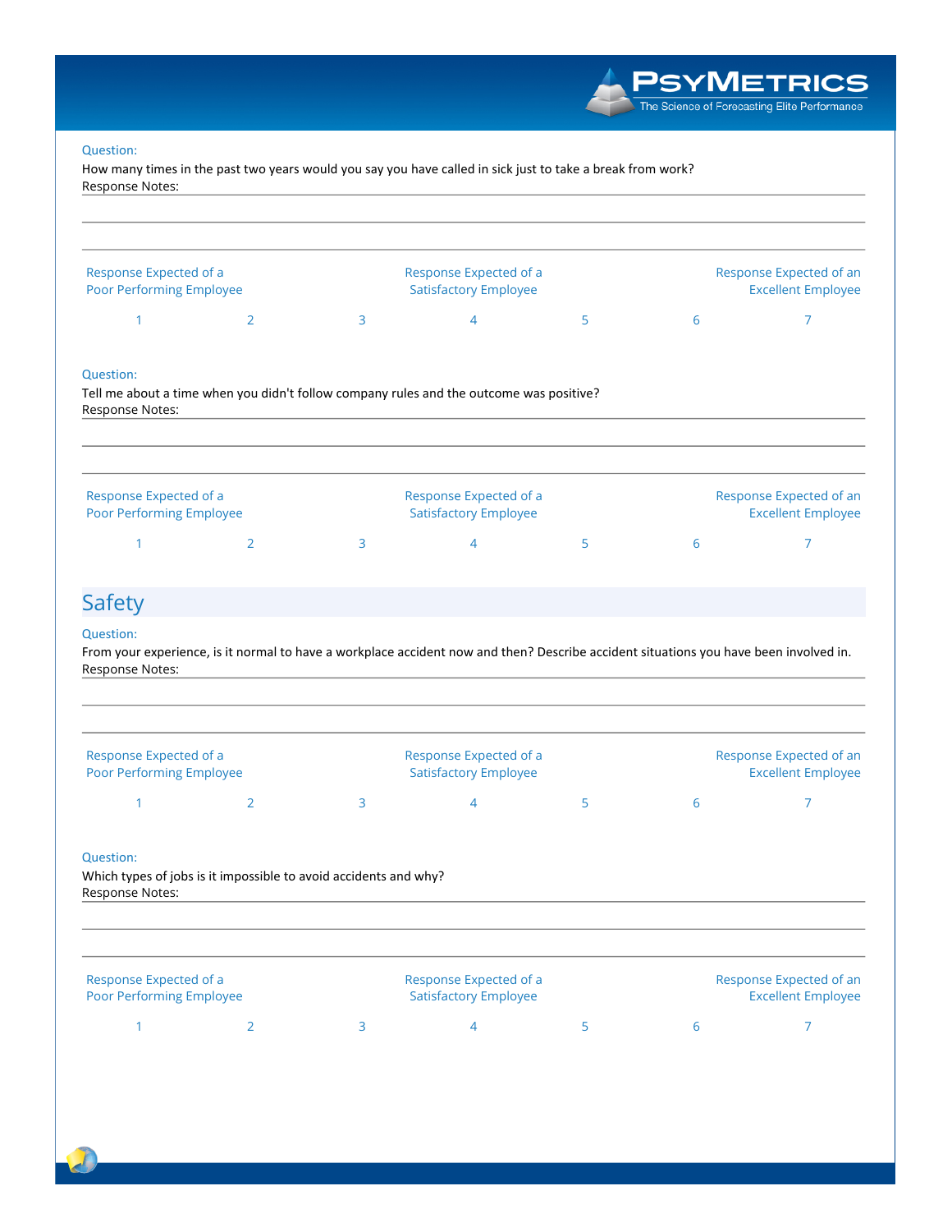Question:

How many times in the past two years would you say you have called in sick just to take a break from work?

Response Notes:

| Response Expected of a Poor Performing Employee | | | Response Expected of a Satisfactory Employee | | | Response Expected of an Excellent Employee |
|---|---|---|---|---|---|---|
| 1 | 2 | 3 | 4 | 5 | 6 | 7 |

Question:

Tell me about a time when you didn't follow company rules and the outcome was positive?

Response Notes:

| Response Expected of a Poor Performing Employee | | | Response Expected of a Satisfactory Employee | | | Response Expected of an Excellent Employee |
|---|---|---|---|---|---|---|
| 1 | 2 | 3 | 4 | 5 | 6 | 7 |

## Safety

Question:

From your experience, is it normal to have a workplace accident now and then? Describe accident situations you have been involved in.

Response Notes:

| Response Expected of a Poor Performing Employee | | | Response Expected of a Satisfactory Employee | | | Response Expected of an Excellent Employee |
|---|---|---|---|---|---|---|
| 1 | 2 | 3 | 4 | 5 | 6 | 7 |

Question:

Which types of jobs is it impossible to avoid accidents and why?

Response Notes:

| Response Expected of a Poor Performing Employee | | | Response Expected of a Satisfactory Employee | | | Response Expected of an Excellent Employee |
|---|---|---|---|---|---|---|
| 1 | 2 | 3 | 4 | 5 | 6 | 7 |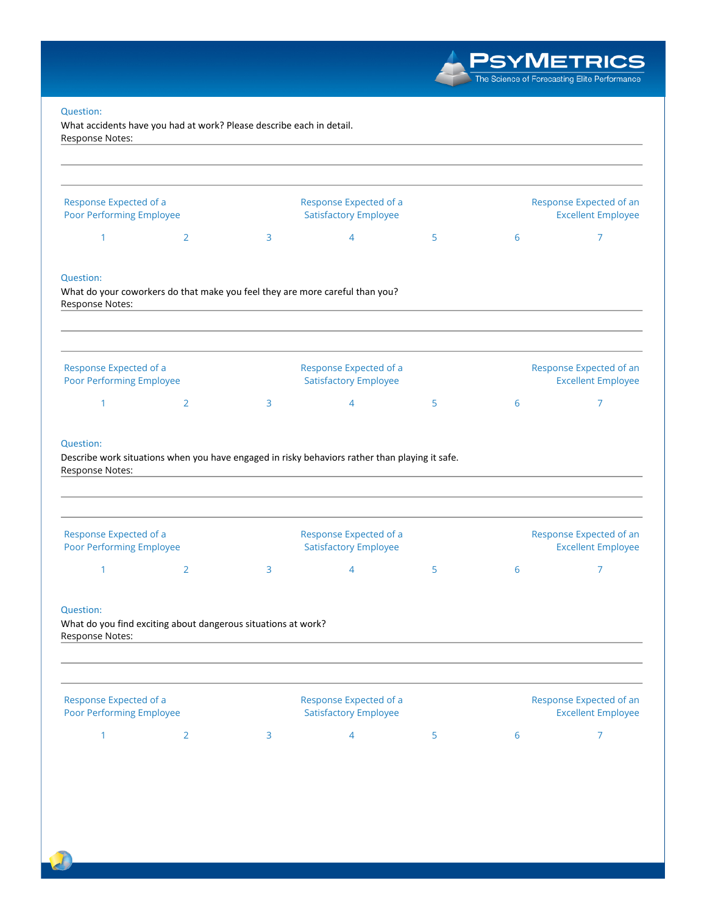Question:
What accidents have you had at work? Please describe each in detail.
Response Notes:

| Response Expected of a Poor Performing Employee | | | Response Expected of a Satisfactory Employee | | | Response Expected of an Excellent Employee |
|---|---|---|---|---|---|---|
| 1 | 2 | 3 | 4 | 5 | 6 | 7 |

Question:
What do your coworkers do that make you feel they are more careful than you?
Response Notes:

| Response Expected of a Poor Performing Employee | | | Response Expected of a Satisfactory Employee | | | Response Expected of an Excellent Employee |
|---|---|---|---|---|---|---|
| 1 | 2 | 3 | 4 | 5 | 6 | 7 |

Question:
Describe work situations when you have engaged in risky behaviors rather than playing it safe.
Response Notes:

| Response Expected of a Poor Performing Employee | | | Response Expected of a Satisfactory Employee | | | Response Expected of an Excellent Employee |
|---|---|---|---|---|---|---|
| 1 | 2 | 3 | 4 | 5 | 6 | 7 |

Question:
What do you find exciting about dangerous situations at work?
Response Notes:

| Response Expected of a Poor Performing Employee | | | Response Expected of a Satisfactory Employee | | | Response Expected of an Excellent Employee |
|---|---|---|---|---|---|---|
| 1 | 2 | 3 | 4 | 5 | 6 | 7 |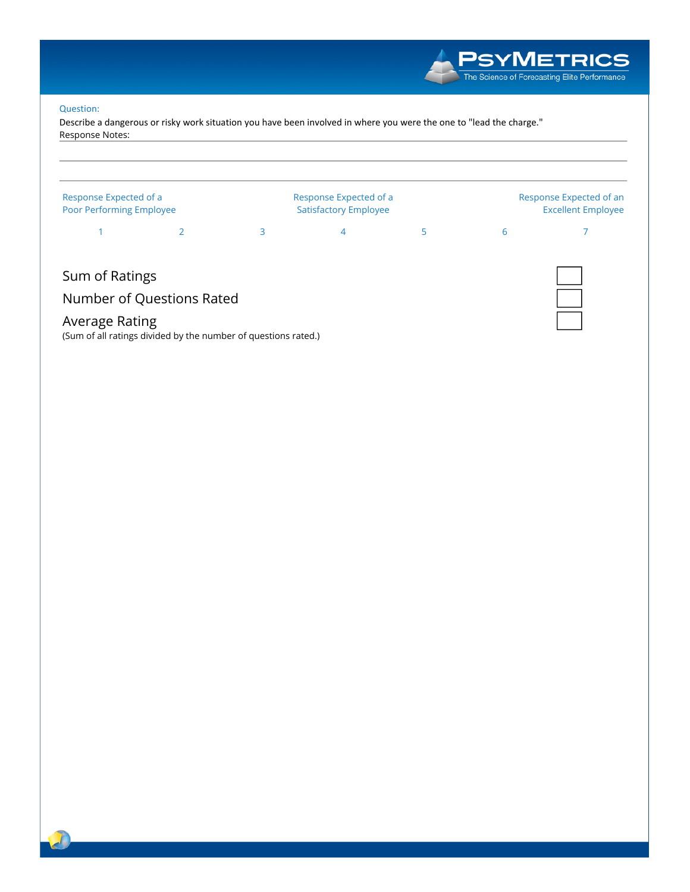Question:

Describe a dangerous or risky work situation you have been involved in where you were the one to "lead the charge."

Response Notes:

| Response Expected of a Poor Performing Employee | | | Response Expected of a Satisfactory Employee | | | Response Expected of an Excellent Employee |
|---|---|---|---|---|---|---|
| 1 | 2 | 3 | 4 | 5 | 6 | 7 |

Sum of Ratings

Number of Questions Rated

Average Rating

(Sum of all ratings divided by the number of questions rated.)